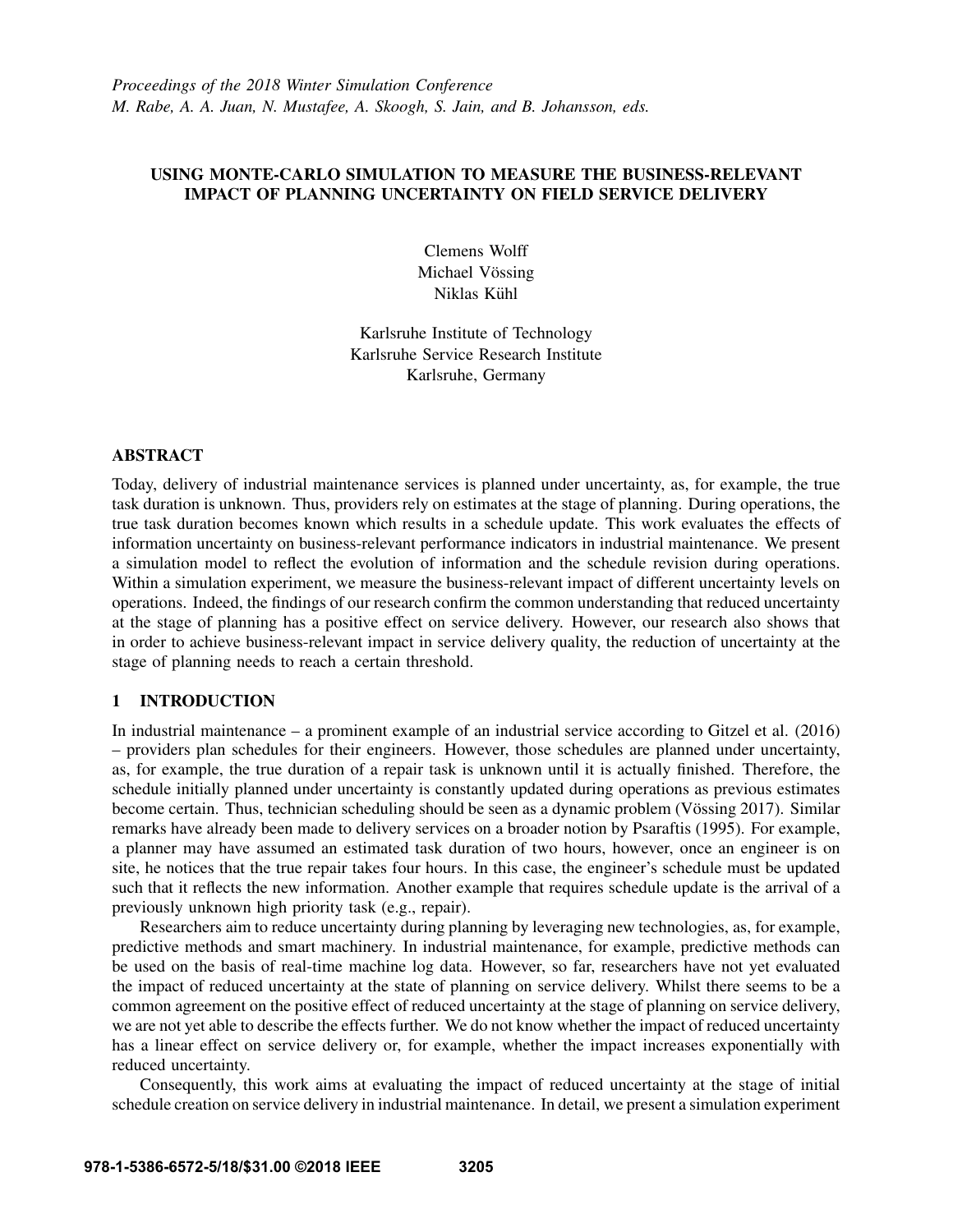*Proceedings of the 2018 Winter Simulation Conference*
*M. Rabe, A. A. Juan, N. Mustafee, A. Skoogh, S. Jain, and B. Johansson, eds.*

# USING MONTE-CARLO SIMULATION TO MEASURE THE BUSINESS-RELEVANT IMPACT OF PLANNING UNCERTAINTY ON FIELD SERVICE DELIVERY

Clemens Wolff
Michael Vössing
Niklas Kühl

Karlsruhe Institute of Technology
Karlsruhe Service Research Institute
Karlsruhe, Germany

## ABSTRACT

Today, delivery of industrial maintenance services is planned under uncertainty, as, for example, the true task duration is unknown. Thus, providers rely on estimates at the stage of planning. During operations, the true task duration becomes known which results in a schedule update. This work evaluates the effects of information uncertainty on business-relevant performance indicators in industrial maintenance. We present a simulation model to reflect the evolution of information and the schedule revision during operations. Within a simulation experiment, we measure the business-relevant impact of different uncertainty levels on operations. Indeed, the findings of our research confirm the common understanding that reduced uncertainty at the stage of planning has a positive effect on service delivery. However, our research also shows that in order to achieve business-relevant impact in service delivery quality, the reduction of uncertainty at the stage of planning needs to reach a certain threshold.

## 1 INTRODUCTION

In industrial maintenance – a prominent example of an industrial service according to Gitzel et al. (2016) – providers plan schedules for their engineers. However, those schedules are planned under uncertainty, as, for example, the true duration of a repair task is unknown until it is actually finished. Therefore, the schedule initially planned under uncertainty is constantly updated during operations as previous estimates become certain. Thus, technician scheduling should be seen as a dynamic problem (Vössing 2017). Similar remarks have already been made to delivery services on a broader notion by Psaraftis (1995). For example, a planner may have assumed an estimated task duration of two hours, however, once an engineer is on site, he notices that the true repair takes four hours. In this case, the engineer's schedule must be updated such that it reflects the new information. Another example that requires schedule update is the arrival of a previously unknown high priority task (e.g., repair).

Researchers aim to reduce uncertainty during planning by leveraging new technologies, as, for example, predictive methods and smart machinery. In industrial maintenance, for example, predictive methods can be used on the basis of real-time machine log data. However, so far, researchers have not yet evaluated the impact of reduced uncertainty at the state of planning on service delivery. Whilst there seems to be a common agreement on the positive effect of reduced uncertainty at the stage of planning on service delivery, we are not yet able to describe the effects further. We do not know whether the impact of reduced uncertainty has a linear effect on service delivery or, for example, whether the impact increases exponentially with reduced uncertainty.

Consequently, this work aims at evaluating the impact of reduced uncertainty at the stage of initial schedule creation on service delivery in industrial maintenance. In detail, we present a simulation experiment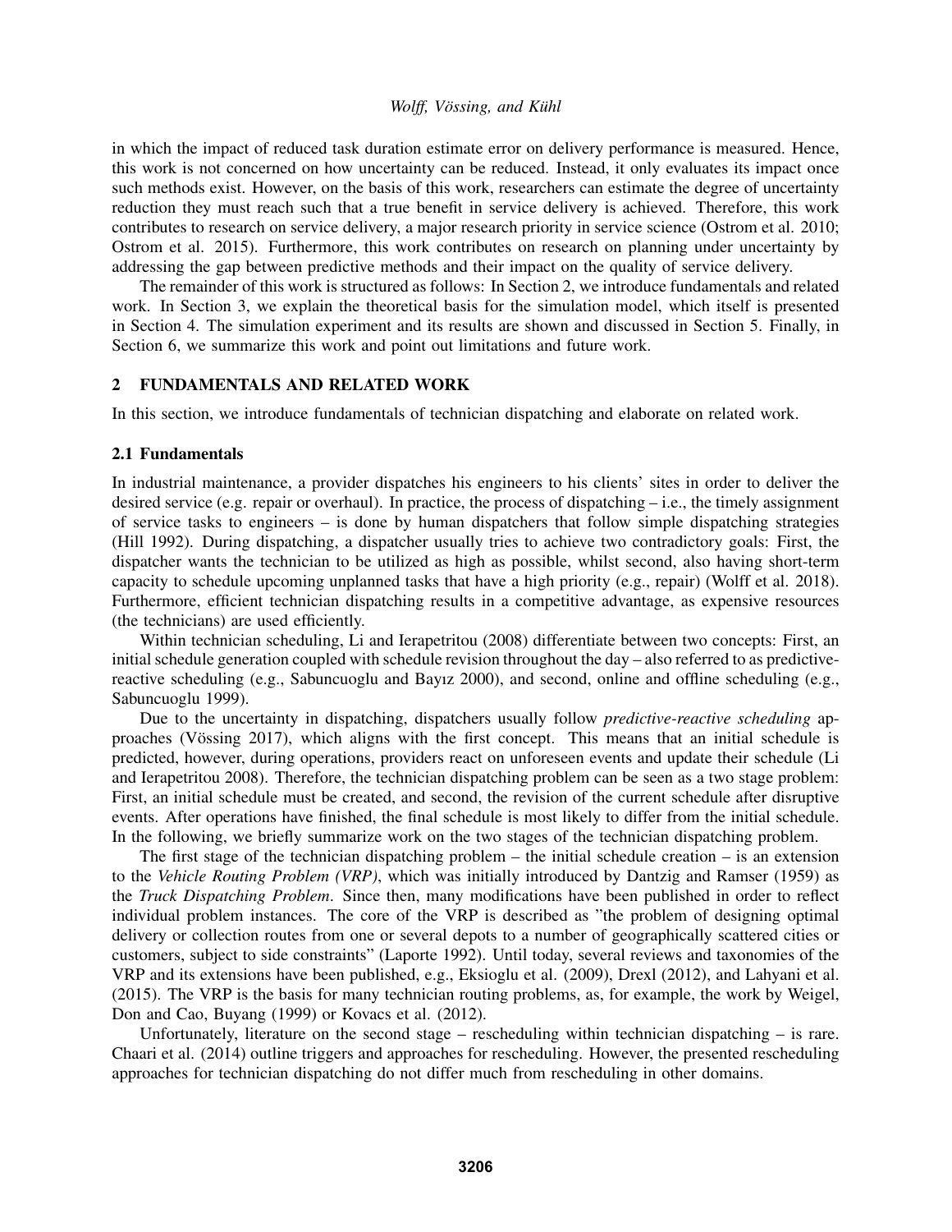in which the impact of reduced task duration estimate error on delivery performance is measured. Hence, this work is not concerned on how uncertainty can be reduced. Instead, it only evaluates its impact once such methods exist. However, on the basis of this work, researchers can estimate the degree of uncertainty reduction they must reach such that a true benefit in service delivery is achieved. Therefore, this work contributes to research on service delivery, a major research priority in service science (Ostrom et al. 2010; Ostrom et al. 2015). Furthermore, this work contributes on research on planning under uncertainty by addressing the gap between predictive methods and their impact on the quality of service delivery.

The remainder of this work is structured as follows: In Section 2, we introduce fundamentals and related work. In Section 3, we explain the theoretical basis for the simulation model, which itself is presented in Section 4. The simulation experiment and its results are shown and discussed in Section 5. Finally, in Section 6, we summarize this work and point out limitations and future work.

## 2 FUNDAMENTALS AND RELATED WORK

In this section, we introduce fundamentals of technician dispatching and elaborate on related work.

### 2.1 Fundamentals

In industrial maintenance, a provider dispatches his engineers to his clients' sites in order to deliver the desired service (e.g. repair or overhaul). In practice, the process of dispatching – i.e., the timely assignment of service tasks to engineers – is done by human dispatchers that follow simple dispatching strategies (Hill 1992). During dispatching, a dispatcher usually tries to achieve two contradictory goals: First, the dispatcher wants the technician to be utilized as high as possible, whilst second, also having short-term capacity to schedule upcoming unplanned tasks that have a high priority (e.g., repair) (Wolff et al. 2018). Furthermore, efficient technician dispatching results in a competitive advantage, as expensive resources (the technicians) are used efficiently.

Within technician scheduling, Li and Ierapetritou (2008) differentiate between two concepts: First, an initial schedule generation coupled with schedule revision throughout the day – also referred to as predictive-reactive scheduling (e.g., Sabuncuoglu and Bayız 2000), and second, online and offline scheduling (e.g., Sabuncuoglu 1999).

Due to the uncertainty in dispatching, dispatchers usually follow *predictive-reactive scheduling* approaches (Vössing 2017), which aligns with the first concept. This means that an initial schedule is predicted, however, during operations, providers react on unforeseen events and update their schedule (Li and Ierapetritou 2008). Therefore, the technician dispatching problem can be seen as a two stage problem: First, an initial schedule must be created, and second, the revision of the current schedule after disruptive events. After operations have finished, the final schedule is most likely to differ from the initial schedule. In the following, we briefly summarize work on the two stages of the technician dispatching problem.

The first stage of the technician dispatching problem – the initial schedule creation – is an extension to the *Vehicle Routing Problem (VRP)*, which was initially introduced by Dantzig and Ramser (1959) as the *Truck Dispatching Problem*. Since then, many modifications have been published in order to reflect individual problem instances. The core of the VRP is described as "the problem of designing optimal delivery or collection routes from one or several depots to a number of geographically scattered cities or customers, subject to side constraints" (Laporte 1992). Until today, several reviews and taxonomies of the VRP and its extensions have been published, e.g., Eksioglu et al. (2009), Drexl (2012), and Lahyani et al. (2015). The VRP is the basis for many technician routing problems, as, for example, the work by Weigel, Don and Cao, Buyang (1999) or Kovacs et al. (2012).

Unfortunately, literature on the second stage – rescheduling within technician dispatching – is rare. Chaari et al. (2014) outline triggers and approaches for rescheduling. However, the presented rescheduling approaches for technician dispatching do not differ much from rescheduling in other domains.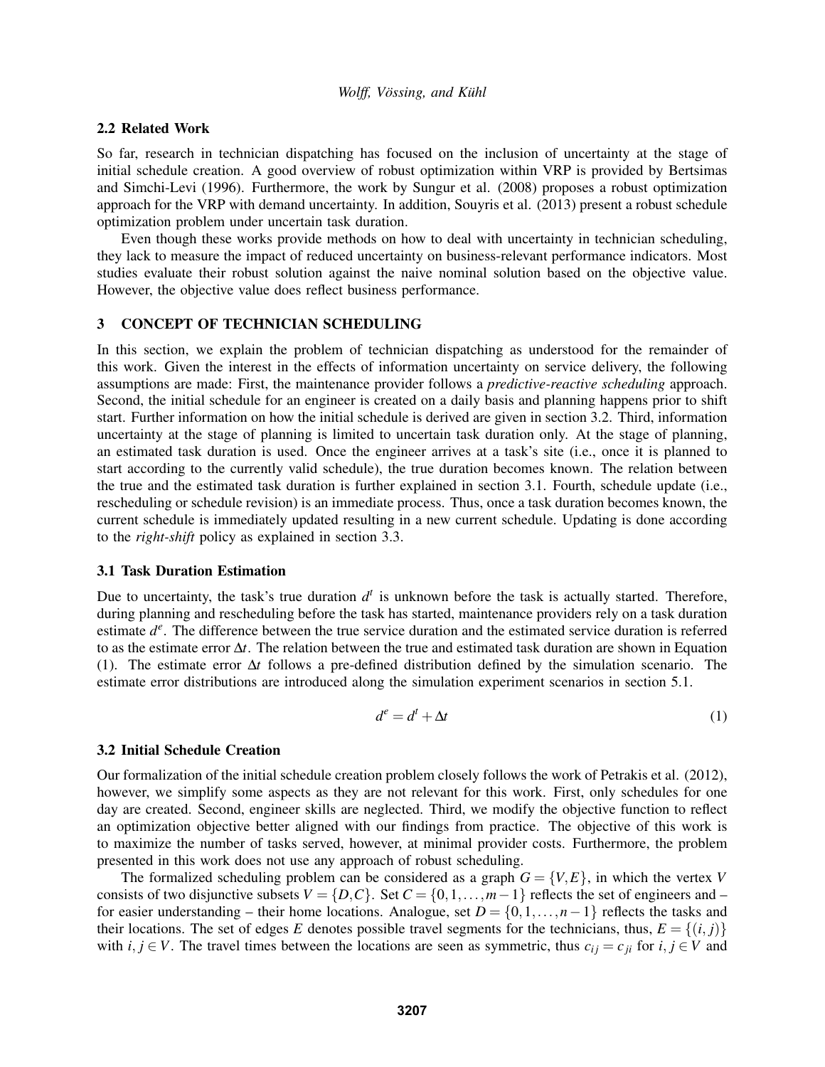### 2.2 Related Work

So far, research in technician dispatching has focused on the inclusion of uncertainty at the stage of initial schedule creation. A good overview of robust optimization within VRP is provided by Bertsimas and Simchi-Levi (1996). Furthermore, the work by Sungur et al. (2008) proposes a robust optimization approach for the VRP with demand uncertainty. In addition, Souyris et al. (2013) present a robust schedule optimization problem under uncertain task duration.

Even though these works provide methods on how to deal with uncertainty in technician scheduling, they lack to measure the impact of reduced uncertainty on business-relevant performance indicators. Most studies evaluate their robust solution against the naive nominal solution based on the objective value. However, the objective value does reflect business performance.

## 3 CONCEPT OF TECHNICIAN SCHEDULING

In this section, we explain the problem of technician dispatching as understood for the remainder of this work. Given the interest in the effects of information uncertainty on service delivery, the following assumptions are made: First, the maintenance provider follows a *predictive-reactive scheduling* approach. Second, the initial schedule for an engineer is created on a daily basis and planning happens prior to shift start. Further information on how the initial schedule is derived are given in section 3.2. Third, information uncertainty at the stage of planning is limited to uncertain task duration only. At the stage of planning, an estimated task duration is used. Once the engineer arrives at a task's site (i.e., once it is planned to start according to the currently valid schedule), the true duration becomes known. The relation between the true and the estimated task duration is further explained in section 3.1. Fourth, schedule update (i.e., rescheduling or schedule revision) is an immediate process. Thus, once a task duration becomes known, the current schedule is immediately updated resulting in a new current schedule. Updating is done according to the *right-shift* policy as explained in section 3.3.

### 3.1 Task Duration Estimation

Due to uncertainty, the task's true duration $d^t$ is unknown before the task is actually started. Therefore, during planning and rescheduling before the task has started, maintenance providers rely on a task duration estimate $d^e$. The difference between the true service duration and the estimated service duration is referred to as the estimate error $\Delta t$. The relation between the true and estimated task duration are shown in Equation (1). The estimate error $\Delta t$ follows a pre-defined distribution defined by the simulation scenario. The estimate error distributions are introduced along the simulation experiment scenarios in section 5.1.

$$d^e = d^t + \Delta t \tag{1}$$

### 3.2 Initial Schedule Creation

Our formalization of the initial schedule creation problem closely follows the work of Petrakis et al. (2012), however, we simplify some aspects as they are not relevant for this work. First, only schedules for one day are created. Second, engineer skills are neglected. Third, we modify the objective function to reflect an optimization objective better aligned with our findings from practice. The objective of this work is to maximize the number of tasks served, however, at minimal provider costs. Furthermore, the problem presented in this work does not use any approach of robust scheduling.

The formalized scheduling problem can be considered as a graph $G = \{V, E\}$, in which the vertex $V$ consists of two disjunctive subsets $V = \{D, C\}$. Set $C = \{0, 1, \ldots, m-1\}$ reflects the set of engineers and – for easier understanding – their home locations. Analogue, set $D = \{0, 1, \ldots, n-1\}$ reflects the tasks and their locations. The set of edges $E$ denotes possible travel segments for the technicians, thus, $E = \{(i, j)\}$ with $i, j \in V$. The travel times between the locations are seen as symmetric, thus $c_{ij} = c_{ji}$ for $i, j \in V$ and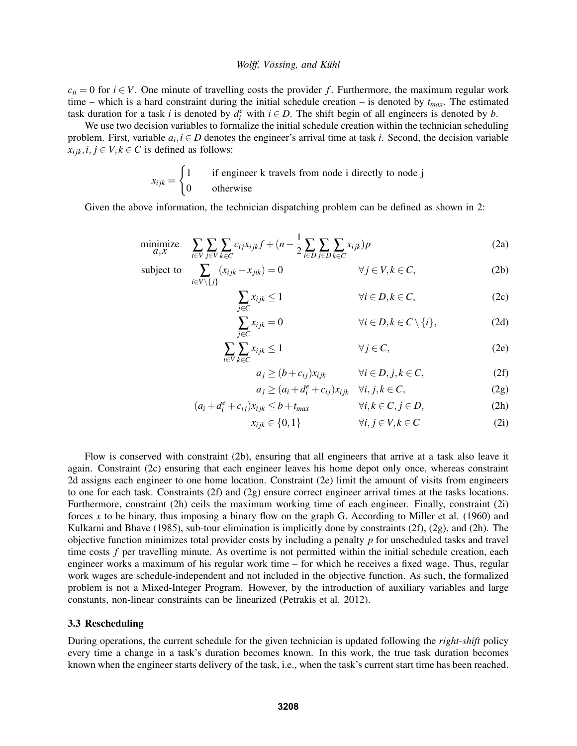$c_{ii} = 0$ for $i \in V$. One minute of travelling costs the provider $f$. Furthermore, the maximum regular work time – which is a hard constraint during the initial schedule creation – is denoted by $t_{max}$. The estimated task duration for a task $i$ is denoted by $d_i^e$ with $i \in D$. The shift begin of all engineers is denoted by $b$.

We use two decision variables to formalize the initial schedule creation within the technician scheduling problem. First, variable $a_i, i \in D$ denotes the engineer's arrival time at task $i$. Second, the decision variable $x_{ijk}, i, j \in V, k \in C$ is defined as follows:

$$x_{ijk} = \begin{cases} 1 & \text{if engineer k travels from node i directly to node j} \\ 0 & \text{otherwise} \end{cases}$$

Given the above information, the technician dispatching problem can be defined as shown in 2:

$$\underset{a,x}{\text{minimize}} \quad \sum_{i \in V} \sum_{j \in V} \sum_{k \in C} c_{ij} x_{ijk} f + (n - \frac{1}{2} \sum_{i \in D} \sum_{j \in D} \sum_{k \in C} x_{ijk}) p \tag{2a}$$

$$\text{subject to} \quad \sum_{i \in V \setminus \{j\}} (x_{ijk} - x_{jik}) = 0 \qquad \forall j \in V, k \in C, \tag{2b}$$

$$\sum_{j \in C} x_{ijk} \leq 1 \qquad \forall i \in D, k \in C, \tag{2c}$$

$$\sum_{j \in C} x_{ijk} = 0 \qquad \forall i \in D, k \in C \setminus \{i\}, \tag{2d}$$

$$\sum_{i \in V} \sum_{k \in C} x_{ijk} \leq 1 \qquad \forall j \in C, \tag{2e}$$

$$a_j \geq (b + c_{ij}) x_{ijk} \qquad \forall i \in D, j, k \in C, \tag{2f}$$

$$a_j \geq (a_i + d_i^e + c_{ij}) x_{ijk} \quad \forall i, j, k \in C, \tag{2g}$$

$$(a_i + d_i^e + c_{ij}) x_{ijk} \leq b + t_{max} \qquad \forall i, k \in C, j \in D, \tag{2h}$$

$$x_{ijk} \in \{0, 1\} \qquad \forall i, j \in V, k \in C \tag{2i}$$

Flow is conserved with constraint (2b), ensuring that all engineers that arrive at a task also leave it again. Constraint (2c) ensuring that each engineer leaves his home depot only once, whereas constraint 2d assigns each engineer to one home location. Constraint (2e) limit the amount of visits from engineers to one for each task. Constraints (2f) and (2g) ensure correct engineer arrival times at the tasks locations. Furthermore, constraint (2h) ceils the maximum working time of each engineer. Finally, constraint (2i) forces $x$ to be binary, thus imposing a binary flow on the graph G. According to Miller et al. (1960) and Kulkarni and Bhave (1985), sub-tour elimination is implicitly done by constraints (2f), (2g), and (2h). The objective function minimizes total provider costs by including a penalty $p$ for unscheduled tasks and travel time costs $f$ per travelling minute. As overtime is not permitted within the initial schedule creation, each engineer works a maximum of his regular work time – for which he receives a fixed wage. Thus, regular work wages are schedule-independent and not included in the objective function. As such, the formalized problem is not a Mixed-Integer Program. However, by the introduction of auxiliary variables and large constants, non-linear constraints can be linearized (Petrakis et al. 2012).

### 3.3 Rescheduling

During operations, the current schedule for the given technician is updated following the *right-shift* policy every time a change in a task's duration becomes known. In this work, the true task duration becomes known when the engineer starts delivery of the task, i.e., when the task's current start time has been reached.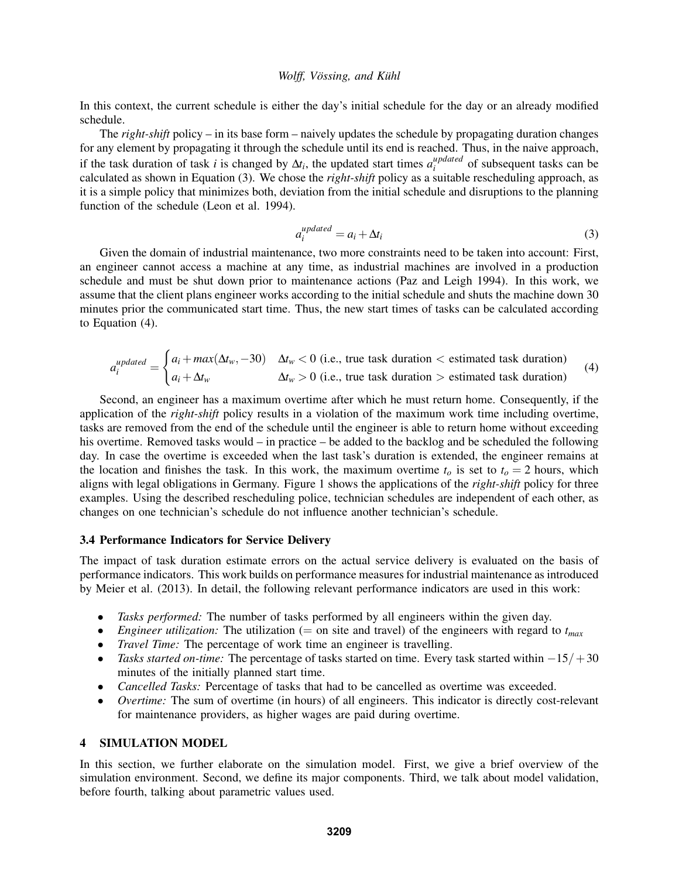In this context, the current schedule is either the day's initial schedule for the day or an already modified schedule.

The *right-shift* policy – in its base form – naively updates the schedule by propagating duration changes for any element by propagating it through the schedule until its end is reached. Thus, in the naive approach, if the task duration of task $i$ is changed by $\Delta t_i$, the updated start times $a_i^{updated}$ of subsequent tasks can be calculated as shown in Equation (3). We chose the *right-shift* policy as a suitable rescheduling approach, as it is a simple policy that minimizes both, deviation from the initial schedule and disruptions to the planning function of the schedule (Leon et al. 1994).

$$a_i^{updated} = a_i + \Delta t_i \tag{3}$$

Given the domain of industrial maintenance, two more constraints need to be taken into account: First, an engineer cannot access a machine at any time, as industrial machines are involved in a production schedule and must be shut down prior to maintenance actions (Paz and Leigh 1994). In this work, we assume that the client plans engineer works according to the initial schedule and shuts the machine down 30 minutes prior the communicated start time. Thus, the new start times of tasks can be calculated according to Equation (4).

$$a_i^{updated} = \begin{cases} a_i + max(\Delta t_w, -30) & \Delta t_w < 0 \text{ (i.e., true task duration} < \text{estimated task duration)} \\ a_i + \Delta t_w & \Delta t_w > 0 \text{ (i.e., true task duration} > \text{estimated task duration)} \end{cases} \tag{4}$$

Second, an engineer has a maximum overtime after which he must return home. Consequently, if the application of the *right-shift* policy results in a violation of the maximum work time including overtime, tasks are removed from the end of the schedule until the engineer is able to return home without exceeding his overtime. Removed tasks would – in practice – be added to the backlog and be scheduled the following day. In case the overtime is exceeded when the last task's duration is extended, the engineer remains at the location and finishes the task. In this work, the maximum overtime $t_o$ is set to $t_o = 2$ hours, which aligns with legal obligations in Germany. Figure 1 shows the applications of the *right-shift* policy for three examples. Using the described rescheduling police, technician schedules are independent of each other, as changes on one technician's schedule do not influence another technician's schedule.

### 3.4 Performance Indicators for Service Delivery

The impact of task duration estimate errors on the actual service delivery is evaluated on the basis of performance indicators. This work builds on performance measures for industrial maintenance as introduced by Meier et al. (2013). In detail, the following relevant performance indicators are used in this work:

- *Tasks performed:* The number of tasks performed by all engineers within the given day.
- *Engineer utilization:* The utilization (= on site and travel) of the engineers with regard to $t_{max}$
- *Travel Time:* The percentage of work time an engineer is travelling.
- *Tasks started on-time:* The percentage of tasks started on time. Every task started within $-15/+30$ minutes of the initially planned start time.
- *Cancelled Tasks:* Percentage of tasks that had to be cancelled as overtime was exceeded.
- *Overtime:* The sum of overtime (in hours) of all engineers. This indicator is directly cost-relevant for maintenance providers, as higher wages are paid during overtime.

## 4 SIMULATION MODEL

In this section, we further elaborate on the simulation model. First, we give a brief overview of the simulation environment. Second, we define its major components. Third, we talk about model validation, before fourth, talking about parametric values used.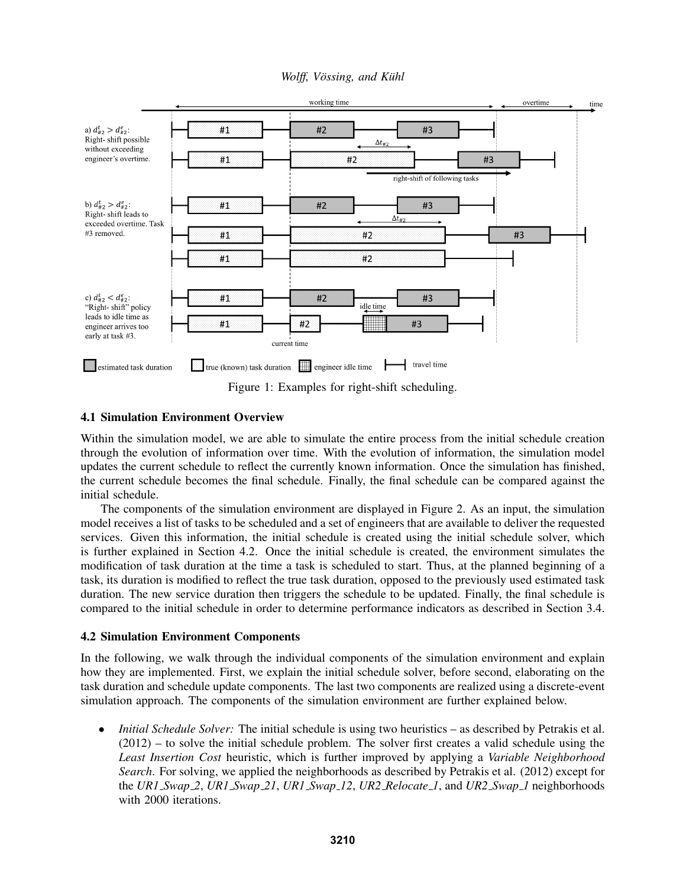Figure 1: Examples for right-shift scheduling.

### 4.1 Simulation Environment Overview

Within the simulation model, we are able to simulate the entire process from the initial schedule creation through the evolution of information over time. With the evolution of information, the simulation model updates the current schedule to reflect the currently known information. Once the simulation has finished, the current schedule becomes the final schedule. Finally, the final schedule can be compared against the initial schedule.

The components of the simulation environment are displayed in Figure 2. As an input, the simulation model receives a list of tasks to be scheduled and a set of engineers that are available to deliver the requested services. Given this information, the initial schedule is created using the initial schedule solver, which is further explained in Section 4.2. Once the initial schedule is created, the environment simulates the modification of task duration at the time a task is scheduled to start. Thus, at the planned beginning of a task, its duration is modified to reflect the true task duration, opposed to the previously used estimated task duration. The new service duration then triggers the schedule to be updated. Finally, the final schedule is compared to the initial schedule in order to determine performance indicators as described in Section 3.4.

### 4.2 Simulation Environment Components

In the following, we walk through the individual components of the simulation environment and explain how they are implemented. First, we explain the initial schedule solver, before second, elaborating on the task duration and schedule update components. The last two components are realized using a discrete-event simulation approach. The components of the simulation environment are further explained below.

- *Initial Schedule Solver:* The initial schedule is using two heuristics – as described by Petrakis et al. (2012) – to solve the initial schedule problem. The solver first creates a valid schedule using the *Least Insertion Cost* heuristic, which is further improved by applying a *Variable Neighborhood Search*. For solving, we applied the neighborhoods as described by Petrakis et al. (2012) except for the *UR1_Swap_2*, *UR1_Swap_21*, *UR1_Swap_12*, *UR2_Relocate_1*, and *UR2_Swap_1* neighborhoods with 2000 iterations.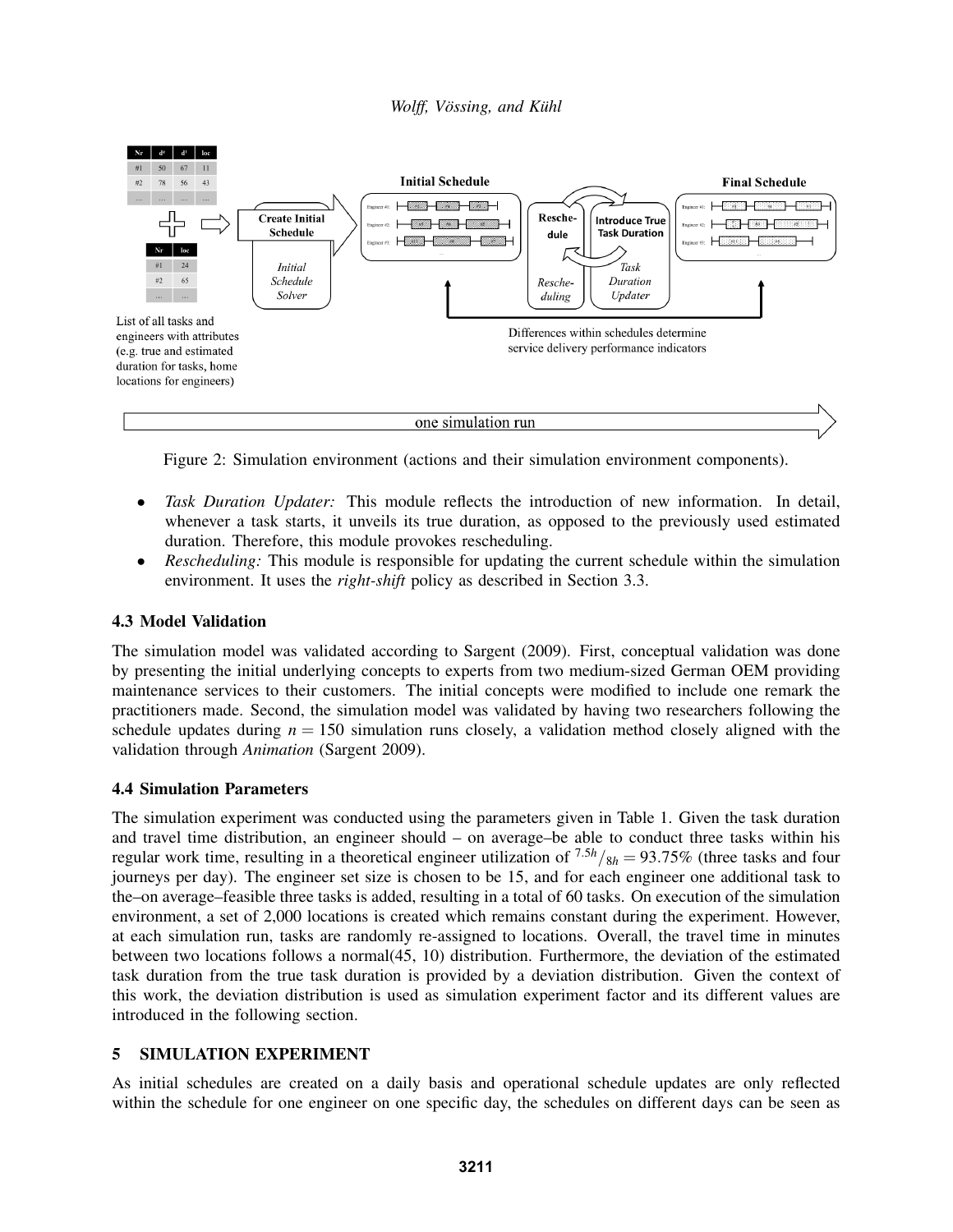Figure 2: Simulation environment (actions and their simulation environment components).

- *Task Duration Updater:* This module reflects the introduction of new information. In detail, whenever a task starts, it unveils its true duration, as opposed to the previously used estimated duration. Therefore, this module provokes rescheduling.
- *Rescheduling:* This module is responsible for updating the current schedule within the simulation environment. It uses the *right-shift* policy as described in Section 3.3.

### 4.3 Model Validation

The simulation model was validated according to Sargent (2009). First, conceptual validation was done by presenting the initial underlying concepts to experts from two medium-sized German OEM providing maintenance services to their customers. The initial concepts were modified to include one remark the practitioners made. Second, the simulation model was validated by having two researchers following the schedule updates during $n = 150$ simulation runs closely, a validation method closely aligned with the validation through *Animation* (Sargent 2009).

### 4.4 Simulation Parameters

The simulation experiment was conducted using the parameters given in Table 1. Given the task duration and travel time distribution, an engineer should – on average–be able to conduct three tasks within his regular work time, resulting in a theoretical engineer utilization of $^{7.5h}/_{8h} = 93.75\%$ (three tasks and four journeys per day). The engineer set size is chosen to be 15, and for each engineer one additional task to the–on average–feasible three tasks is added, resulting in a total of 60 tasks. On execution of the simulation environment, a set of 2,000 locations is created which remains constant during the experiment. However, at each simulation run, tasks are randomly re-assigned to locations. Overall, the travel time in minutes between two locations follows a normal(45, 10) distribution. Furthermore, the deviation of the estimated task duration from the true task duration is provided by a deviation distribution. Given the context of this work, the deviation distribution is used as simulation experiment factor and its different values are introduced in the following section.

## 5 SIMULATION EXPERIMENT

As initial schedules are created on a daily basis and operational schedule updates are only reflected within the schedule for one engineer on one specific day, the schedules on different days can be seen as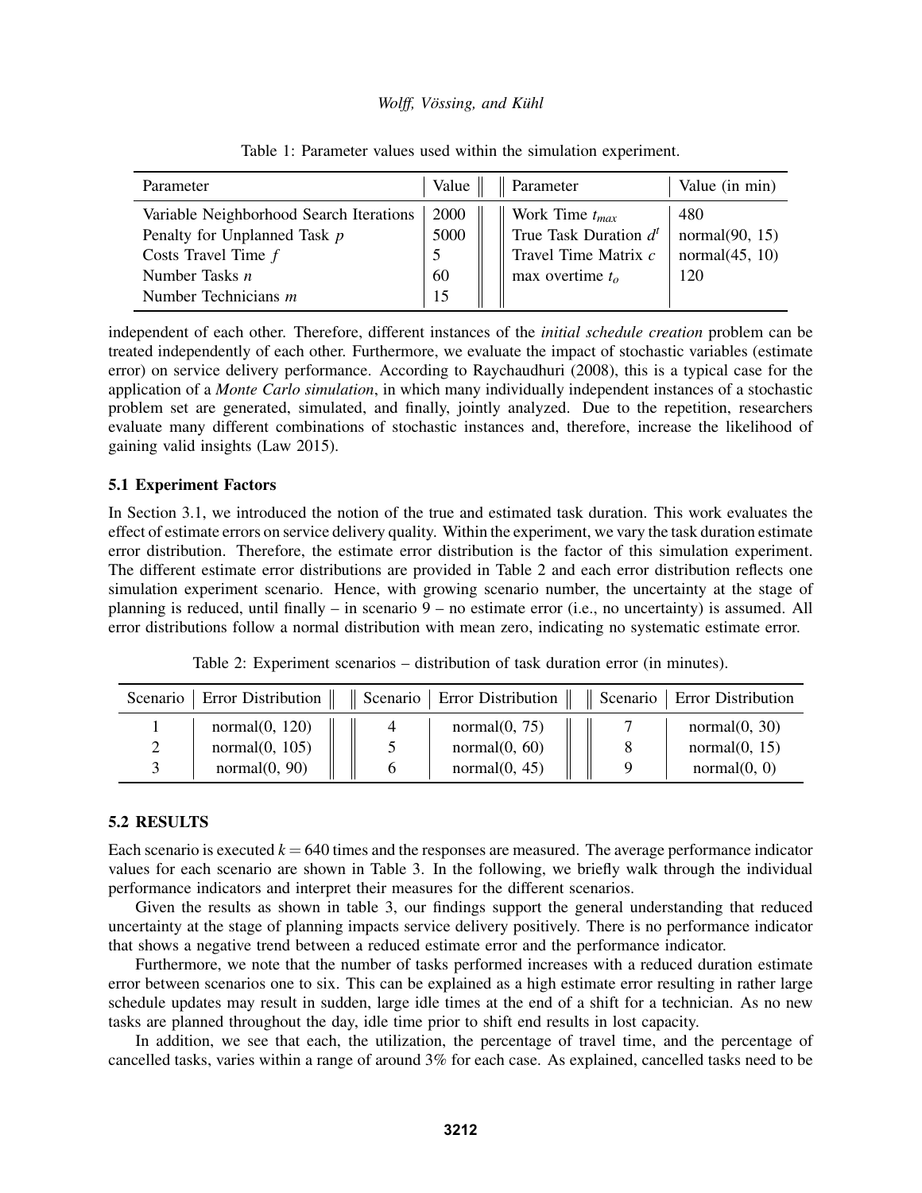Table 1: Parameter values used within the simulation experiment.

| Parameter | Value | Parameter | Value (in min) |
|---|---|---|---|
| Variable Neighborhood Search Iterations | 2000 | Work Time $t_{max}$ | 480 |
| Penalty for Unplanned Task $p$ | 5000 | True Task Duration $d^t$ | normal(90, 15) |
| Costs Travel Time $f$ | 5 | Travel Time Matrix $c$ | normal(45, 10) |
| Number Tasks $n$ | 60 | max overtime $t_o$ | 120 |
| Number Technicians $m$ | 15 | | |

independent of each other. Therefore, different instances of the *initial schedule creation* problem can be treated independently of each other. Furthermore, we evaluate the impact of stochastic variables (estimate error) on service delivery performance. According to Raychaudhuri (2008), this is a typical case for the application of a *Monte Carlo simulation*, in which many individually independent instances of a stochastic problem set are generated, simulated, and finally, jointly analyzed. Due to the repetition, researchers evaluate many different combinations of stochastic instances and, therefore, increase the likelihood of gaining valid insights (Law 2015).

### 5.1 Experiment Factors

In Section 3.1, we introduced the notion of the true and estimated task duration. This work evaluates the effect of estimate errors on service delivery quality. Within the experiment, we vary the task duration estimate error distribution. Therefore, the estimate error distribution is the factor of this simulation experiment. The different estimate error distributions are provided in Table 2 and each error distribution reflects one simulation experiment scenario. Hence, with growing scenario number, the uncertainty at the stage of planning is reduced, until finally – in scenario 9 – no estimate error (i.e., no uncertainty) is assumed. All error distributions follow a normal distribution with mean zero, indicating no systematic estimate error.

Table 2: Experiment scenarios – distribution of task duration error (in minutes).

| Scenario | Error Distribution | Scenario | Error Distribution | Scenario | Error Distribution |
|---|---|---|---|---|---|
| 1 | normal(0, 120) | 4 | normal(0, 75) | 7 | normal(0, 30) |
| 2 | normal(0, 105) | 5 | normal(0, 60) | 8 | normal(0, 15) |
| 3 | normal(0, 90) | 6 | normal(0, 45) | 9 | normal(0, 0) |

### 5.2 RESULTS

Each scenario is executed $k = 640$ times and the responses are measured. The average performance indicator values for each scenario are shown in Table 3. In the following, we briefly walk through the individual performance indicators and interpret their measures for the different scenarios.

Given the results as shown in table 3, our findings support the general understanding that reduced uncertainty at the stage of planning impacts service delivery positively. There is no performance indicator that shows a negative trend between a reduced estimate error and the performance indicator.

Furthermore, we note that the number of tasks performed increases with a reduced duration estimate error between scenarios one to six. This can be explained as a high estimate error resulting in rather large schedule updates may result in sudden, large idle times at the end of a shift for a technician. As no new tasks are planned throughout the day, idle time prior to shift end results in lost capacity.

In addition, we see that each, the utilization, the percentage of travel time, and the percentage of cancelled tasks, varies within a range of around 3% for each case. As explained, cancelled tasks need to be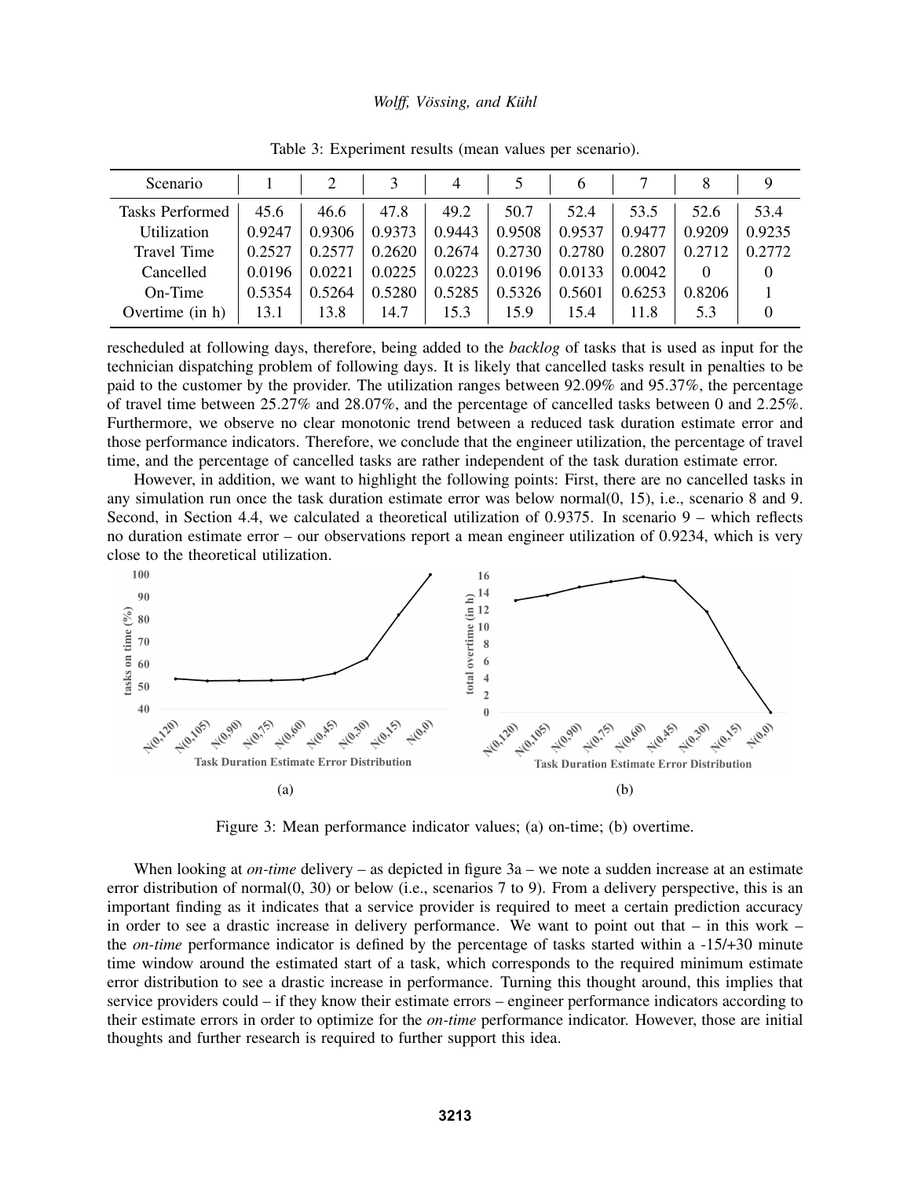Table 3: Experiment results (mean values per scenario).

| Scenario | 1 | 2 | 3 | 4 | 5 | 6 | 7 | 8 | 9 |
|---|---|---|---|---|---|---|---|---|---|
| Tasks Performed | 45.6 | 46.6 | 47.8 | 49.2 | 50.7 | 52.4 | 53.5 | 52.6 | 53.4 |
| Utilization | 0.9247 | 0.9306 | 0.9373 | 0.9443 | 0.9508 | 0.9537 | 0.9477 | 0.9209 | 0.9235 |
| Travel Time | 0.2527 | 0.2577 | 0.2620 | 0.2674 | 0.2730 | 0.2780 | 0.2807 | 0.2712 | 0.2772 |
| Cancelled | 0.0196 | 0.0221 | 0.0225 | 0.0223 | 0.0196 | 0.0133 | 0.0042 | 0 | 0 |
| On-Time | 0.5354 | 0.5264 | 0.5280 | 0.5285 | 0.5326 | 0.5601 | 0.6253 | 0.8206 | 1 |
| Overtime (in h) | 13.1 | 13.8 | 14.7 | 15.3 | 15.9 | 15.4 | 11.8 | 5.3 | 0 |

rescheduled at following days, therefore, being added to the *backlog* of tasks that is used as input for the technician dispatching problem of following days. It is likely that cancelled tasks result in penalties to be paid to the customer by the provider. The utilization ranges between 92.09% and 95.37%, the percentage of travel time between 25.27% and 28.07%, and the percentage of cancelled tasks between 0 and 2.25%. Furthermore, we observe no clear monotonic trend between a reduced task duration estimate error and those performance indicators. Therefore, we conclude that the engineer utilization, the percentage of travel time, and the percentage of cancelled tasks are rather independent of the task duration estimate error.

However, in addition, we want to highlight the following points: First, there are no cancelled tasks in any simulation run once the task duration estimate error was below normal(0, 15), i.e., scenario 8 and 9. Second, in Section 4.4, we calculated a theoretical utilization of 0.9375. In scenario 9 – which reflects no duration estimate error – our observations report a mean engineer utilization of 0.9234, which is very close to the theoretical utilization.

Figure 3: Mean performance indicator values; (a) on-time; (b) overtime.

When looking at *on-time* delivery – as depicted in figure 3a – we note a sudden increase at an estimate error distribution of normal(0, 30) or below (i.e., scenarios 7 to 9). From a delivery perspective, this is an important finding as it indicates that a service provider is required to meet a certain prediction accuracy in order to see a drastic increase in delivery performance. We want to point out that – in this work – the *on-time* performance indicator is defined by the percentage of tasks started within a -15/+30 minute time window around the estimated start of a task, which corresponds to the required minimum estimate error distribution to see a drastic increase in performance. Turning this thought around, this implies that service providers could – if they know their estimate errors – engineer performance indicators according to their estimate errors in order to optimize for the *on-time* performance indicator. However, those are initial thoughts and further research is required to further support this idea.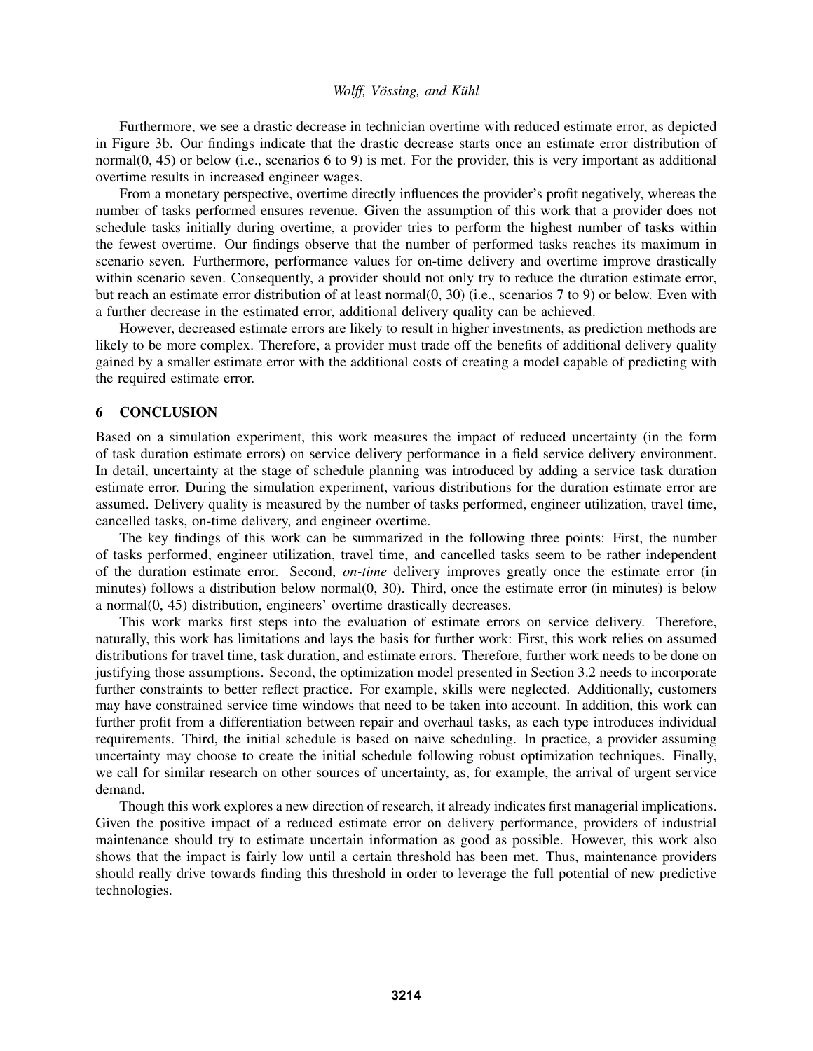Furthermore, we see a drastic decrease in technician overtime with reduced estimate error, as depicted in Figure 3b. Our findings indicate that the drastic decrease starts once an estimate error distribution of normal(0, 45) or below (i.e., scenarios 6 to 9) is met. For the provider, this is very important as additional overtime results in increased engineer wages.

From a monetary perspective, overtime directly influences the provider's profit negatively, whereas the number of tasks performed ensures revenue. Given the assumption of this work that a provider does not schedule tasks initially during overtime, a provider tries to perform the highest number of tasks within the fewest overtime. Our findings observe that the number of performed tasks reaches its maximum in scenario seven. Furthermore, performance values for on-time delivery and overtime improve drastically within scenario seven. Consequently, a provider should not only try to reduce the duration estimate error, but reach an estimate error distribution of at least normal(0, 30) (i.e., scenarios 7 to 9) or below. Even with a further decrease in the estimated error, additional delivery quality can be achieved.

However, decreased estimate errors are likely to result in higher investments, as prediction methods are likely to be more complex. Therefore, a provider must trade off the benefits of additional delivery quality gained by a smaller estimate error with the additional costs of creating a model capable of predicting with the required estimate error.

## 6 CONCLUSION

Based on a simulation experiment, this work measures the impact of reduced uncertainty (in the form of task duration estimate errors) on service delivery performance in a field service delivery environment. In detail, uncertainty at the stage of schedule planning was introduced by adding a service task duration estimate error. During the simulation experiment, various distributions for the duration estimate error are assumed. Delivery quality is measured by the number of tasks performed, engineer utilization, travel time, cancelled tasks, on-time delivery, and engineer overtime.

The key findings of this work can be summarized in the following three points: First, the number of tasks performed, engineer utilization, travel time, and cancelled tasks seem to be rather independent of the duration estimate error. Second, *on-time* delivery improves greatly once the estimate error (in minutes) follows a distribution below normal(0, 30). Third, once the estimate error (in minutes) is below a normal(0, 45) distribution, engineers' overtime drastically decreases.

This work marks first steps into the evaluation of estimate errors on service delivery. Therefore, naturally, this work has limitations and lays the basis for further work: First, this work relies on assumed distributions for travel time, task duration, and estimate errors. Therefore, further work needs to be done on justifying those assumptions. Second, the optimization model presented in Section 3.2 needs to incorporate further constraints to better reflect practice. For example, skills were neglected. Additionally, customers may have constrained service time windows that need to be taken into account. In addition, this work can further profit from a differentiation between repair and overhaul tasks, as each type introduces individual requirements. Third, the initial schedule is based on naive scheduling. In practice, a provider assuming uncertainty may choose to create the initial schedule following robust optimization techniques. Finally, we call for similar research on other sources of uncertainty, as, for example, the arrival of urgent service demand.

Though this work explores a new direction of research, it already indicates first managerial implications. Given the positive impact of a reduced estimate error on delivery performance, providers of industrial maintenance should try to estimate uncertain information as good as possible. However, this work also shows that the impact is fairly low until a certain threshold has been met. Thus, maintenance providers should really drive towards finding this threshold in order to leverage the full potential of new predictive technologies.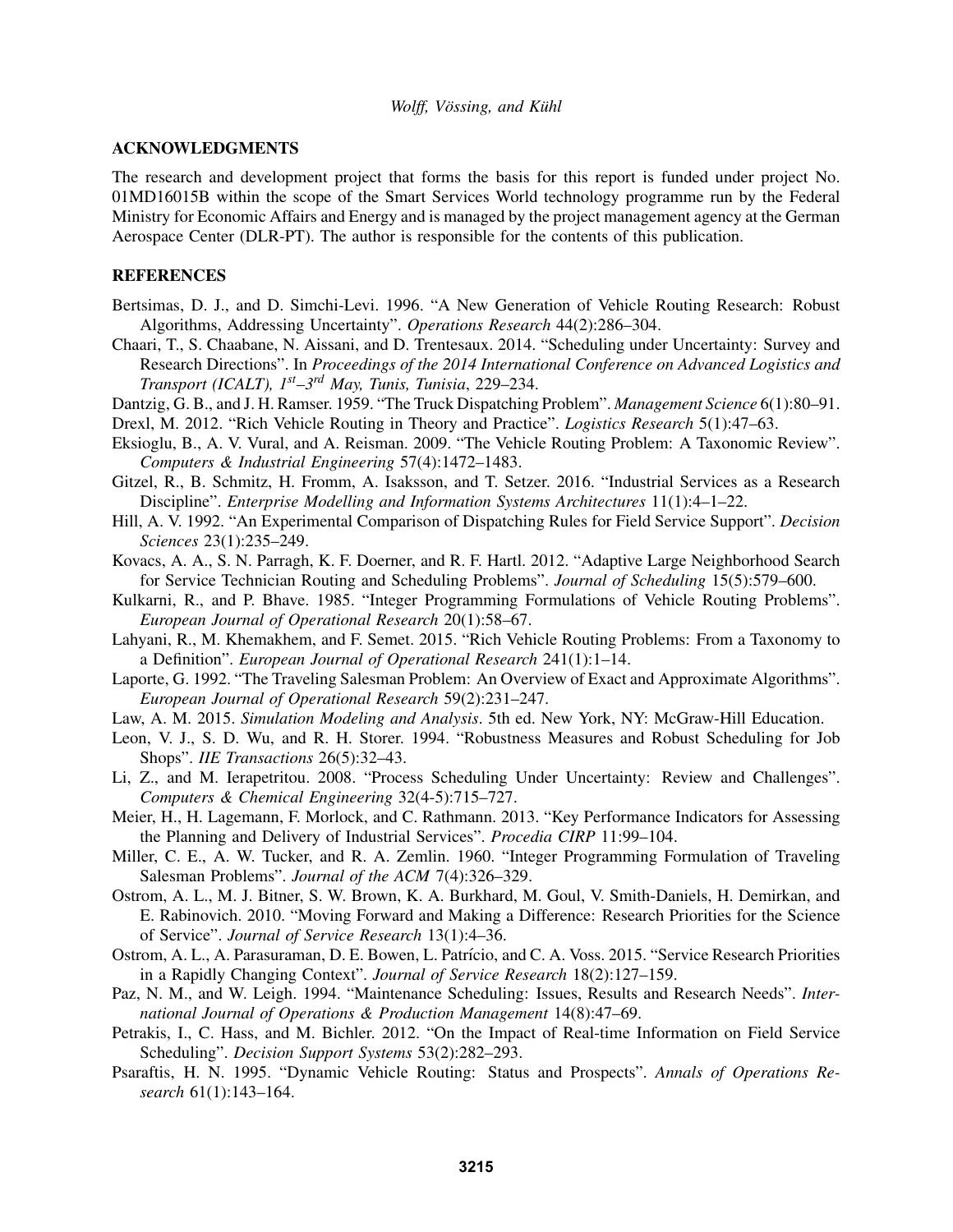## ACKNOWLEDGMENTS

The research and development project that forms the basis for this report is funded under project No. 01MD16015B within the scope of the Smart Services World technology programme run by the Federal Ministry for Economic Affairs and Energy and is managed by the project management agency at the German Aerospace Center (DLR-PT). The author is responsible for the contents of this publication.

## REFERENCES

Bertsimas, D. J., and D. Simchi-Levi. 1996. "A New Generation of Vehicle Routing Research: Robust Algorithms, Addressing Uncertainty". *Operations Research* 44(2):286–304.

Chaari, T., S. Chaabane, N. Aissani, and D. Trentesaux. 2014. "Scheduling under Uncertainty: Survey and Research Directions". In *Proceedings of the 2014 International Conference on Advanced Logistics and Transport (ICALT), 1st–3rd May, Tunis, Tunisia*, 229–234.

Dantzig, G. B., and J. H. Ramser. 1959. "The Truck Dispatching Problem". *Management Science* 6(1):80–91.

Drexl, M. 2012. "Rich Vehicle Routing in Theory and Practice". *Logistics Research* 5(1):47–63.

Eksioglu, B., A. V. Vural, and A. Reisman. 2009. "The Vehicle Routing Problem: A Taxonomic Review". *Computers & Industrial Engineering* 57(4):1472–1483.

Gitzel, R., B. Schmitz, H. Fromm, A. Isaksson, and T. Setzer. 2016. "Industrial Services as a Research Discipline". *Enterprise Modelling and Information Systems Architectures* 11(1):4–1–22.

Hill, A. V. 1992. "An Experimental Comparison of Dispatching Rules for Field Service Support". *Decision Sciences* 23(1):235–249.

Kovacs, A. A., S. N. Parragh, K. F. Doerner, and R. F. Hartl. 2012. "Adaptive Large Neighborhood Search for Service Technician Routing and Scheduling Problems". *Journal of Scheduling* 15(5):579–600.

Kulkarni, R., and P. Bhave. 1985. "Integer Programming Formulations of Vehicle Routing Problems". *European Journal of Operational Research* 20(1):58–67.

Lahyani, R., M. Khemakhem, and F. Semet. 2015. "Rich Vehicle Routing Problems: From a Taxonomy to a Definition". *European Journal of Operational Research* 241(1):1–14.

Laporte, G. 1992. "The Traveling Salesman Problem: An Overview of Exact and Approximate Algorithms". *European Journal of Operational Research* 59(2):231–247.

Law, A. M. 2015. *Simulation Modeling and Analysis*. 5th ed. New York, NY: McGraw-Hill Education.

Leon, V. J., S. D. Wu, and R. H. Storer. 1994. "Robustness Measures and Robust Scheduling for Job Shops". *IIE Transactions* 26(5):32–43.

Li, Z., and M. Ierapetritou. 2008. "Process Scheduling Under Uncertainty: Review and Challenges". *Computers & Chemical Engineering* 32(4-5):715–727.

Meier, H., H. Lagemann, F. Morlock, and C. Rathmann. 2013. "Key Performance Indicators for Assessing the Planning and Delivery of Industrial Services". *Procedia CIRP* 11:99–104.

Miller, C. E., A. W. Tucker, and R. A. Zemlin. 1960. "Integer Programming Formulation of Traveling Salesman Problems". *Journal of the ACM* 7(4):326–329.

Ostrom, A. L., M. J. Bitner, S. W. Brown, K. A. Burkhard, M. Goul, V. Smith-Daniels, H. Demirkan, and E. Rabinovich. 2010. "Moving Forward and Making a Difference: Research Priorities for the Science of Service". *Journal of Service Research* 13(1):4–36.

Ostrom, A. L., A. Parasuraman, D. E. Bowen, L. Patrício, and C. A. Voss. 2015. "Service Research Priorities in a Rapidly Changing Context". *Journal of Service Research* 18(2):127–159.

Paz, N. M., and W. Leigh. 1994. "Maintenance Scheduling: Issues, Results and Research Needs". *International Journal of Operations & Production Management* 14(8):47–69.

Petrakis, I., C. Hass, and M. Bichler. 2012. "On the Impact of Real-time Information on Field Service Scheduling". *Decision Support Systems* 53(2):282–293.

Psaraftis, H. N. 1995. "Dynamic Vehicle Routing: Status and Prospects". *Annals of Operations Research* 61(1):143–164.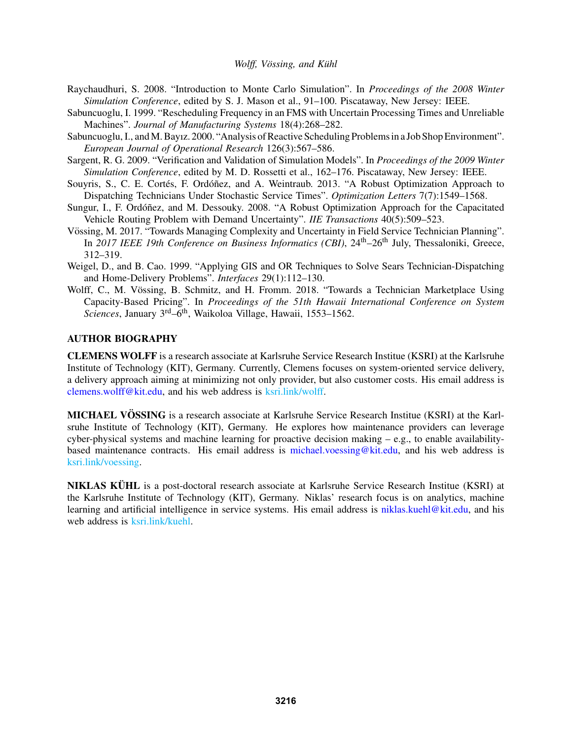Raychaudhuri, S. 2008. "Introduction to Monte Carlo Simulation". In *Proceedings of the 2008 Winter Simulation Conference*, edited by S. J. Mason et al., 91–100. Piscataway, New Jersey: IEEE.

Sabuncuoglu, I. 1999. "Rescheduling Frequency in an FMS with Uncertain Processing Times and Unreliable Machines". *Journal of Manufacturing Systems* 18(4):268–282.

Sabuncuoglu, I., and M. Bayız. 2000. "Analysis of Reactive Scheduling Problems in a Job Shop Environment". *European Journal of Operational Research* 126(3):567–586.

Sargent, R. G. 2009. "Verification and Validation of Simulation Models". In *Proceedings of the 2009 Winter Simulation Conference*, edited by M. D. Rossetti et al., 162–176. Piscataway, New Jersey: IEEE.

Souyris, S., C. E. Cortés, F. Ordóñez, and A. Weintraub. 2013. "A Robust Optimization Approach to Dispatching Technicians Under Stochastic Service Times". *Optimization Letters* 7(7):1549–1568.

Sungur, I., F. Ordóñez, and M. Dessouky. 2008. "A Robust Optimization Approach for the Capacitated Vehicle Routing Problem with Demand Uncertainty". *IIE Transactions* 40(5):509–523.

Vössing, M. 2017. "Towards Managing Complexity and Uncertainty in Field Service Technician Planning". In *2017 IEEE 19th Conference on Business Informatics (CBI)*, 24th–26th July, Thessaloniki, Greece, 312–319.

Weigel, D., and B. Cao. 1999. "Applying GIS and OR Techniques to Solve Sears Technician-Dispatching and Home-Delivery Problems". *Interfaces* 29(1):112–130.

Wolff, C., M. Vössing, B. Schmitz, and H. Fromm. 2018. "Towards a Technician Marketplace Using Capacity-Based Pricing". In *Proceedings of the 51th Hawaii International Conference on System Sciences*, January 3rd–6th, Waikoloa Village, Hawaii, 1553–1562.

## AUTHOR BIOGRAPHY

**CLEMENS WOLFF** is a research associate at Karlsruhe Service Research Institue (KSRI) at the Karlsruhe Institute of Technology (KIT), Germany. Currently, Clemens focuses on system-oriented service delivery, a delivery approach aiming at minimizing not only provider, but also customer costs. His email address is clemens.wolff@kit.edu, and his web address is ksri.link/wolff.

**MICHAEL VÖSSING** is a research associate at Karlsruhe Service Research Institue (KSRI) at the Karlsruhe Institute of Technology (KIT), Germany. He explores how maintenance providers can leverage cyber-physical systems and machine learning for proactive decision making – e.g., to enable availability-based maintenance contracts. His email address is michael.voessing@kit.edu, and his web address is ksri.link/voessing.

**NIKLAS KÜHL** is a post-doctoral research associate at Karlsruhe Service Research Institue (KSRI) at the Karlsruhe Institute of Technology (KIT), Germany. Niklas' research focus is on analytics, machine learning and artificial intelligence in service systems. His email address is niklas.kuehl@kit.edu, and his web address is ksri.link/kuehl.